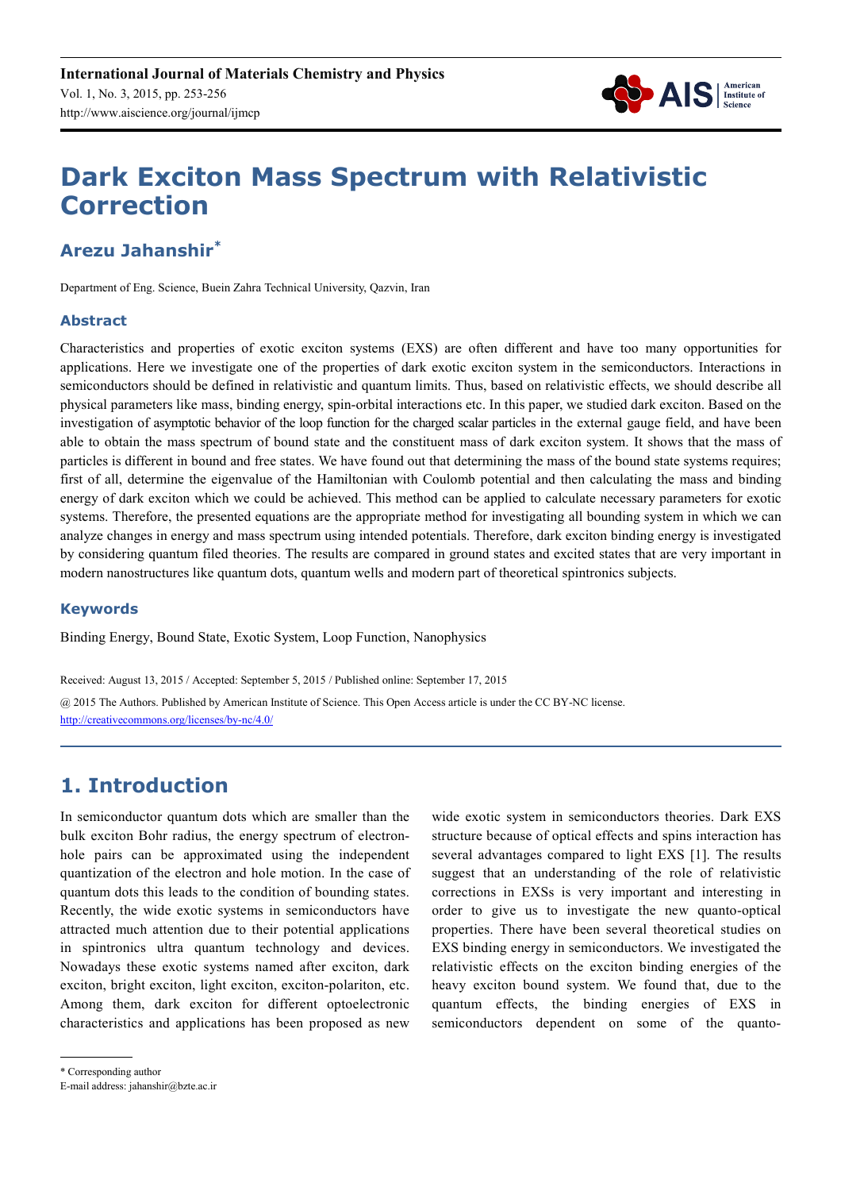# Dark Exciton Mass Spectrum with Relativistic Correction

## Arezu Jahanshir*

Department of Eng. Science, Buein Zahra Technical University, Qazvin, Iran

### Abstract

Characteristics and properties of exotic exciton systems (EXS) are often different and have too many opportunities for applications. Here we investigate one of the properties of dark exotic exciton system in the semiconductors. Interactions in semiconductors should be defined in relativistic and quantum limits. Thus, based on relativistic effects, we should describe all physical parameters like mass, binding energy, spin-orbital interactions etc. In this paper, we studied dark exciton. Based on the investigation of asymptotic behavior of the loop function for the charged scalar particles in the external gauge field, and have been able to obtain the mass spectrum of bound state and the constituent mass of dark exciton system. It shows that the mass of particles is different in bound and free states. We have found out that determining the mass of the bound state systems requires; first of all, determine the eigenvalue of the Hamiltonian with Coulomb potential and then calculating the mass and binding energy of dark exciton which we could be achieved. This method can be applied to calculate necessary parameters for exotic systems. Therefore, the presented equations are the appropriate method for investigating all bounding system in which we can analyze changes in energy and mass spectrum using intended potentials. Therefore, dark exciton binding energy is investigated by considering quantum filed theories. The results are compared in ground states and excited states that are very important in modern nanostructures like quantum dots, quantum wells and modern part of theoretical spintronics subjects.

### Keywords

Binding Energy, Bound State, Exotic System, Loop Function, Nanophysics

Received: August 13, 2015 / Accepted: September 5, 2015 / Published online: September 17, 2015

@ 2015 The Authors. Published by American Institute of Science. This Open Access article is under the CC BY-NC license.
http://creativecommons.org/licenses/by-nc/4.0/

## 1. Introduction

In semiconductor quantum dots which are smaller than the bulk exciton Bohr radius, the energy spectrum of electron-hole pairs can be approximated using the independent quantization of the electron and hole motion. In the case of quantum dots this leads to the condition of bounding states. Recently, the wide exotic systems in semiconductors have attracted much attention due to their potential applications in spintronics ultra quantum technology and devices. Nowadays these exotic systems named after exciton, dark exciton, bright exciton, light exciton, exciton-polariton, etc. Among them, dark exciton for different optoelectronic characteristics and applications has been proposed as new wide exotic system in semiconductors theories. Dark EXS structure because of optical effects and spins interaction has several advantages compared to light EXS [1]. The results suggest that an understanding of the role of relativistic corrections in EXSs is very important and interesting in order to give us to investigate the new quanto-optical properties. There have been several theoretical studies on EXS binding energy in semiconductors. We investigated the relativistic effects on the exciton binding energies of the heavy exciton bound system. We found that, due to the quantum effects, the binding energies of EXS in semiconductors dependent on some of the quanto-

* Corresponding author
E-mail address: jahanshir@bzte.ac.ir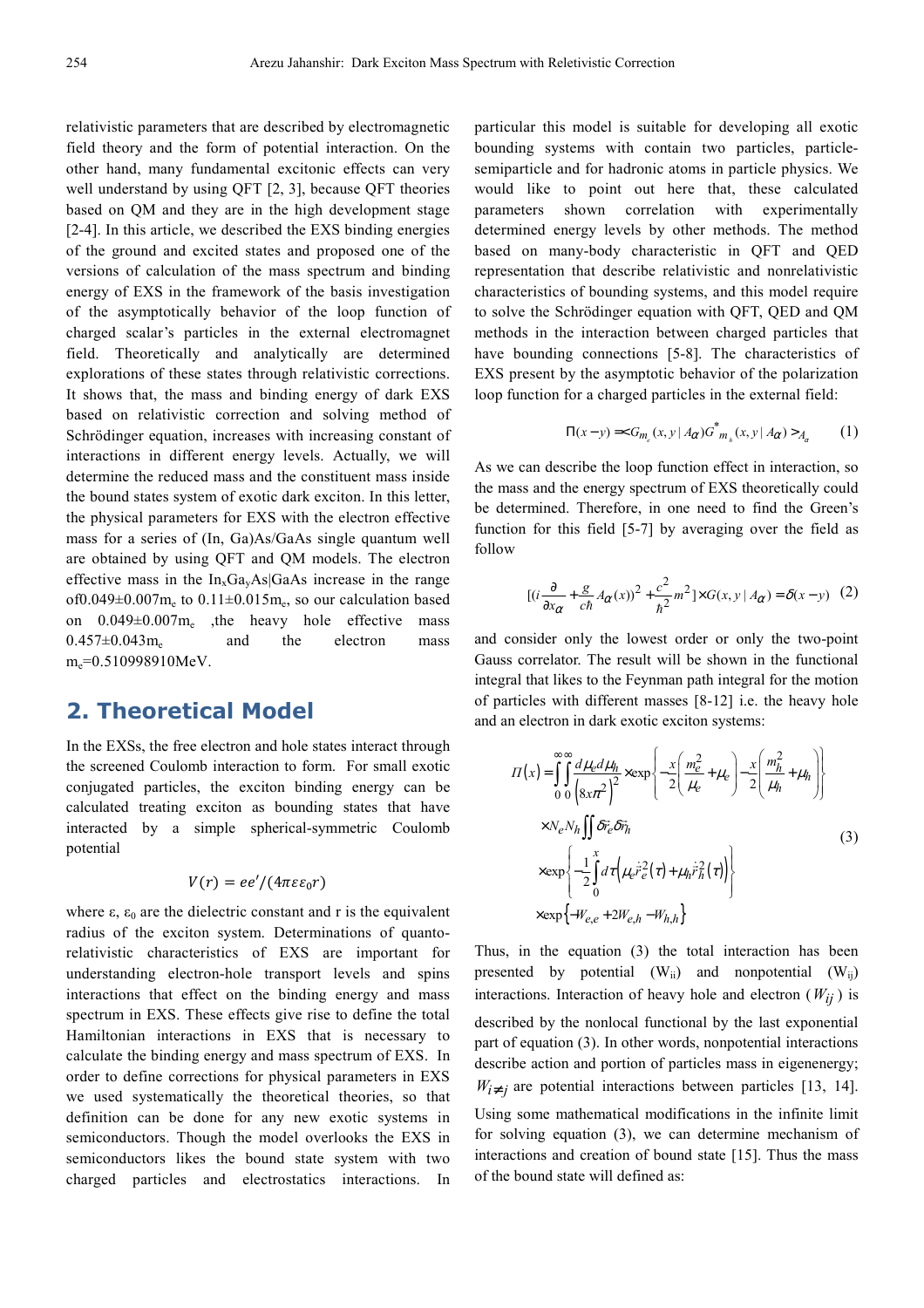relativistic parameters that are described by electromagnetic field theory and the form of potential interaction. On the other hand, many fundamental excitonic effects can very well understand by using QFT [2, 3], because QFT theories based on QM and they are in the high development stage [2-4]. In this article, we described the EXS binding energies of the ground and excited states and proposed one of the versions of calculation of the mass spectrum and binding energy of EXS in the framework of the basis investigation of the asymptotically behavior of the loop function of charged scalar's particles in the external electromagnet field. Theoretically and analytically are determined explorations of these states through relativistic corrections. It shows that, the mass and binding energy of dark EXS based on relativistic correction and solving method of Schrödinger equation, increases with increasing constant of interactions in different energy levels. Actually, we will determine the reduced mass and the constituent mass inside the bound states system of exotic dark exciton. In this letter, the physical parameters for EXS with the electron effective mass for a series of (In, Ga)As/GaAs single quantum well are obtained by using QFT and QM models. The electron effective mass in the $In_xGa_yAs|GaAs$ increase in the range of$0.049\pm0.007m_e$ to $0.11\pm0.015m_e$, so our calculation based on $0.049\pm0.007m_e$ ,the heavy hole effective mass $0.457\pm0.043m_e$ and the electron mass $m_e=0.510998910MeV$.

## 2. Theoretical Model

In the EXSs, the free electron and hole states interact through the screened Coulomb interaction to form. For small exotic conjugated particles, the exciton binding energy can be calculated treating exciton as bounding states that have interacted by a simple spherical-symmetric Coulomb potential

$$V(r) = ee'/(4\pi\varepsilon\varepsilon_0 r)$$

where ε, $\varepsilon_0$ are the dielectric constant and r is the equivalent radius of the exciton system. Determinations of quanto-relativistic characteristics of EXS are important for understanding electron-hole transport levels and spins interactions that effect on the binding energy and mass spectrum in EXS. These effects give rise to define the total Hamiltonian interactions in EXS that is necessary to calculate the binding energy and mass spectrum of EXS. In order to define corrections for physical parameters in EXS we used systematically the theoretical theories, so that definition can be done for any new exotic systems in semiconductors. Though the model overlooks the EXS in semiconductors likes the bound state system with two charged particles and electrostatics interactions. In particular this model is suitable for developing all exotic bounding systems with contain two particles, particle-semiparticle and for hadronic atoms in particle physics. We would like to point out here that, these calculated parameters shown correlation with experimentally determined energy levels by other methods. The method based on many-body characteristic in QFT and QED representation that describe relativistic and nonrelativistic characteristics of bounding systems, and this model require to solve the Schrödinger equation with QFT, QED and QM methods in the interaction between charged particles that have bounding connections [5-8]. The characteristics of EXS present by the asymptotic behavior of the polarization loop function for a charged particles in the external field:

$$\Pi(x-y) = \langle G_{m_e}(x,y\,|\,A_\alpha)G^*_{m_h}(x,y\,|\,A_\alpha)\rangle_{A_\alpha} \qquad (1)$$

As we can describe the loop function effect in interaction, so the mass and the energy spectrum of EXS theoretically could be determined. Therefore, in one need to find the Green's function for this field [5-7] by averaging over the field as follow

$$[(i\frac{\partial}{\partial x_\alpha} + \frac{g}{c\hbar}A_\alpha(x))^2 + \frac{c^2}{\hbar^2}m^2] \times G(x,y\,|\,A_\alpha) = \delta(x-y) \quad (2)$$

and consider only the lowest order or only the two-point Gauss correlator. The result will be shown in the functional integral that likes to the Feynman path integral for the motion of particles with different masses [8-12] i.e. the heavy hole and an electron in dark exotic exciton systems:

$$\begin{aligned}
\Pi(x) = &\int_0^\infty\int_0^\infty \frac{d\mu_e d\mu_h}{(8x\pi^2)^2} \times \exp\left\{-\frac{x}{2}\left(\frac{m_e^2}{\mu_e}+\mu_e\right)-\frac{x}{2}\left(\frac{m_h^2}{\mu_h}+\mu_h\right)\right\} \\
&\times N_e N_h \iint \delta\vec{r}_e \delta\vec{r}_h \\
&\times \exp\left\{-\frac{1}{2}\int_0^x d\tau\left(\mu_e \dot{\vec{r}}_e^{\,2}(\tau)+\mu_h \dot{\vec{r}}_h^{\,2}(\tau)\right)\right\} \\
&\times \exp\left\{-W_{e,e}+2W_{e,h}-W_{h,h}\right\}
\end{aligned} \qquad (3)$$

Thus, in the equation (3) the total interaction has been presented by potential ($W_{ii}$) and nonpotential ($W_{ij}$) interactions. Interaction of heavy hole and electron ($W_{ij}$) is described by the nonlocal functional by the last exponential part of equation (3). In other words, nonpotential interactions describe action and portion of particles mass in eigenenergy; $W_{i\neq j}$ are potential interactions between particles [13, 14]. Using some mathematical modifications in the infinite limit for solving equation (3), we can determine mechanism of interactions and creation of bound state [15]. Thus the mass of the bound state will defined as: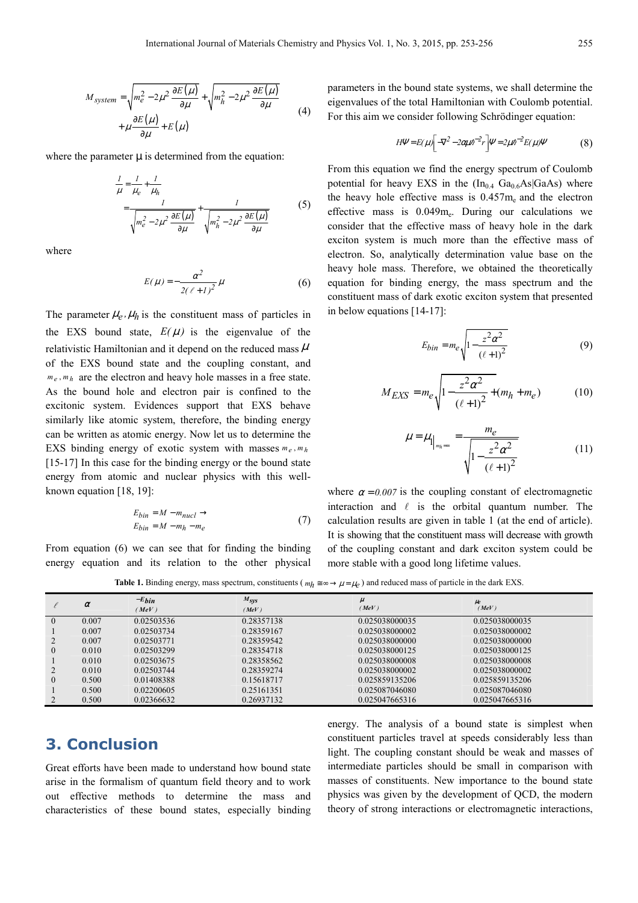$$M_{system} = \sqrt{m_e^2 - 2\mu^2 \frac{\partial E(\mu)}{\partial \mu}} + \sqrt{m_h^2 - 2\mu^2 \frac{\partial E(\mu)}{\partial \mu}} + \mu \frac{\partial E(\mu)}{\partial \mu} + E(\mu) \tag{4}$$

where the parameter μ is determined from the equation:

$$\frac{1}{\mu} = \frac{1}{\mu_e} + \frac{1}{\mu_h} = \frac{1}{\sqrt{m_e^2 - 2\mu^2 \frac{\partial E(\mu)}{\partial \mu}}} + \frac{1}{\sqrt{m_h^2 - 2\mu^2 \frac{\partial E(\mu)}{\partial \mu}}} \tag{5}$$

where

$$E(\mu) = -\frac{\alpha^2}{2(\ell+1)^2}\mu \tag{6}$$

The parameter $\mu_e, \mu_h$ is the constituent mass of particles in the EXS bound state, $E(\mu)$ is the eigenvalue of the relativistic Hamiltonian and it depend on the reduced mass $\mu$ of the EXS bound state and the coupling constant, and $m_e, m_h$ are the electron and heavy hole masses in a free state. As the bound hole and electron pair is confined to the excitonic system. Evidences support that EXS behave similarly like atomic system, therefore, the binding energy can be written as atomic energy. Now let us to determine the EXS binding energy of exotic system with masses $m_e, m_h$ [15-17] In this case for the binding energy or the bound state energy from atomic and nuclear physics with this well-known equation [18, 19]:

$$E_{bin} = M - m_{nucl} \rightarrow$$
$$E_{bin} = M - m_h - m_e \tag{7}$$

From equation (6) we can see that for finding the binding energy equation and its relation to the other physical parameters in the bound state systems, we shall determine the eigenvalues of the total Hamiltonian with Coulomb potential. For this aim we consider following Schrödinger equation:

$$H\Psi = E(\mu)\left[-\nabla^2 - 2\alpha\mu\hbar^{-2}r\right]\Psi = 2\mu\hbar^{-2}E(\mu)\Psi \tag{8}$$

From this equation we find the energy spectrum of Coulomb potential for heavy EXS in the ($In_{0.4}$ $Ga_{0.6}As$|GaAs) where the heavy hole effective mass is $0.457m_e$ and the electron effective mass is $0.049m_e$. During our calculations we consider that the effective mass of heavy hole in the dark exciton system is much more than the effective mass of electron. So, analytically determination value base on the heavy hole mass. Therefore, we obtained the theoretically equation for binding energy, the mass spectrum and the constituent mass of dark exotic exciton system that presented in below equations [14-17]:

$$E_{bin} = m_e\sqrt{1 - \frac{z^2\alpha^2}{(\ell+1)^2}} \tag{9}$$

$$M_{EXS} = m_e\sqrt{1 - \frac{z^2\alpha^2}{(\ell+1)^2}} + (m_h + m_e) \tag{10}$$

$$\mu = \mu_1\Big|_{m_h=\infty} = \frac{m_e}{\sqrt{1 - \frac{z^2\alpha^2}{(\ell+1)^2}}} \tag{11}$$

where $\alpha = 0.007$ is the coupling constant of electromagnetic interaction and $\ell$ is the orbital quantum number. The calculation results are given in table 1 (at the end of article). It is showing that the constituent mass will decrease with growth of the coupling constant and dark exciton system could be more stable with a good long lifetime values.

**Table 1.** Binding energy, mass spectrum, constituents ($m_h \equiv \infty \rightarrow \mu = \mu_e$) and reduced mass of particle in the dark EXS.

| $\ell$ | $\alpha$ | $-E_{bin}$ (MeV) | $M_{sys}$ (MeV) | $\mu$ (MeV) | $\mu_e$ (MeV) |
|---|---|---|---|---|---|
| 0 | 0.007 | 0.02503536 | 0.28357138 | 0.025038000035 | 0.025038000035 |
| 1 | 0.007 | 0.02503734 | 0.28359167 | 0.025038000002 | 0.025038000002 |
| 2 | 0.007 | 0.02503771 | 0.28359542 | 0.025038000000 | 0.025038000000 |
| 0 | 0.010 | 0.02503299 | 0.28354718 | 0.025038000125 | 0.025038000125 |
| 1 | 0.010 | 0.02503675 | 0.28358562 | 0.025038000008 | 0.025038000008 |
| 2 | 0.010 | 0.02503744 | 0.28359274 | 0.025038000002 | 0.025038000002 |
| 0 | 0.500 | 0.01408388 | 0.15618717 | 0.025859135206 | 0.025859135206 |
| 1 | 0.500 | 0.02200605 | 0.25161351 | 0.025087046080 | 0.025087046080 |
| 2 | 0.500 | 0.02366632 | 0.26937132 | 0.025047665316 | 0.025047665316 |

## 3. Conclusion

Great efforts have been made to understand how bound state arise in the formalism of quantum field theory and to work out effective methods to determine the mass and characteristics of these bound states, especially binding energy. The analysis of a bound state is simplest when constituent particles travel at speeds considerably less than light. The coupling constant should be weak and masses of intermediate particles should be small in comparison with masses of constituents. New importance to the bound state physics was given by the development of QCD, the modern theory of strong interactions or electromagnetic interactions,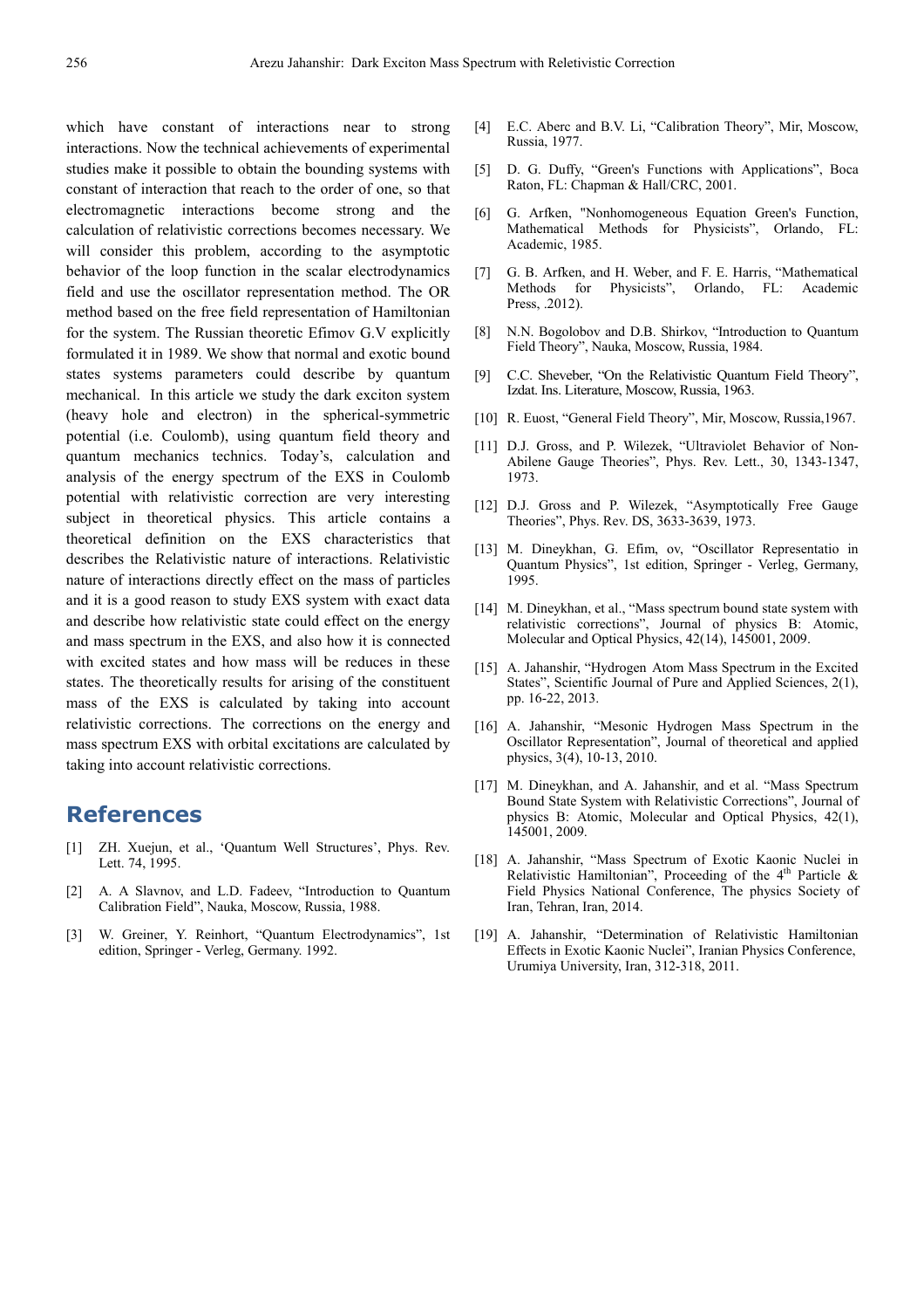which have constant of interactions near to strong interactions. Now the technical achievements of experimental studies make it possible to obtain the bounding systems with constant of interaction that reach to the order of one, so that electromagnetic interactions become strong and the calculation of relativistic corrections becomes necessary. We will consider this problem, according to the asymptotic behavior of the loop function in the scalar electrodynamics field and use the oscillator representation method. The OR method based on the free field representation of Hamiltonian for the system. The Russian theoretic Efimov G.V explicitly formulated it in 1989. We show that normal and exotic bound states systems parameters could describe by quantum mechanical. In this article we study the dark exciton system (heavy hole and electron) in the spherical-symmetric potential (i.e. Coulomb), using quantum field theory and quantum mechanics technics. Today's, calculation and analysis of the energy spectrum of the EXS in Coulomb potential with relativistic correction are very interesting subject in theoretical physics. This article contains a theoretical definition on the EXS characteristics that describes the Relativistic nature of interactions. Relativistic nature of interactions directly effect on the mass of particles and it is a good reason to study EXS system with exact data and describe how relativistic state could effect on the energy and mass spectrum in the EXS, and also how it is connected with excited states and how mass will be reduces in these states. The theoretically results for arising of the constituent mass of the EXS is calculated by taking into account relativistic corrections. The corrections on the energy and mass spectrum EXS with orbital excitations are calculated by taking into account relativistic corrections.

## References

[1] ZH. Xuejun, et al., 'Quantum Well Structures', Phys. Rev. Lett. 74, 1995.

[2] A. A Slavnov, and L.D. Fadeev, "Introduction to Quantum Calibration Field", Nauka, Moscow, Russia, 1988.

[3] W. Greiner, Y. Reinhort, "Quantum Electrodynamics", 1st edition, Springer - Verleg, Germany. 1992.

[4] E.C. Aberc and B.V. Li, "Calibration Theory", Mir, Moscow, Russia, 1977.

[5] D. G. Duffy, "Green's Functions with Applications", Boca Raton, FL: Chapman & Hall/CRC, 2001.

[6] G. Arfken, "Nonhomogeneous Equation Green's Function, Mathematical Methods for Physicists", Orlando, FL: Academic, 1985.

[7] G. B. Arfken, and H. Weber, and F. E. Harris, "Mathematical Methods for Physicists", Orlando, FL: Academic Press, .2012).

[8] N.N. Bogolobov and D.B. Shirkov, "Introduction to Quantum Field Theory", Nauka, Moscow, Russia, 1984.

[9] C.C. Sheveber, "On the Relativistic Quantum Field Theory", Izdat. Ins. Literature, Moscow, Russia, 1963.

[10] R. Euost, "General Field Theory", Mir, Moscow, Russia,1967.

[11] D.J. Gross, and P. Wilezek, "Ultraviolet Behavior of Non-Abilene Gauge Theories", Phys. Rev. Lett., 30, 1343-1347, 1973.

[12] D.J. Gross and P. Wilezek, "Asymptotically Free Gauge Theories", Phys. Rev. DS, 3633-3639, 1973.

[13] M. Dineykhan, G. Efim, ov, "Oscillator Representatio in Quantum Physics", 1st edition, Springer - Verleg, Germany, 1995.

[14] M. Dineykhan, et al., "Mass spectrum bound state system with relativistic corrections", Journal of physics B: Atomic, Molecular and Optical Physics, 42(14), 145001, 2009.

[15] A. Jahanshir, "Hydrogen Atom Mass Spectrum in the Excited States", Scientific Journal of Pure and Applied Sciences, 2(1), pp. 16-22, 2013.

[16] A. Jahanshir, "Mesonic Hydrogen Mass Spectrum in the Oscillator Representation", Journal of theoretical and applied physics, 3(4), 10-13, 2010.

[17] M. Dineykhan, and A. Jahanshir, and et al. "Mass Spectrum Bound State System with Relativistic Corrections", Journal of physics B: Atomic, Molecular and Optical Physics, 42(1), 145001, 2009.

[18] A. Jahanshir, "Mass Spectrum of Exotic Kaonic Nuclei in Relativistic Hamiltonian", Proceeding of the 4th Particle & Field Physics National Conference, The physics Society of Iran, Tehran, Iran, 2014.

[19] A. Jahanshir, "Determination of Relativistic Hamiltonian Effects in Exotic Kaonic Nuclei", Iranian Physics Conference, Urumiya University, Iran, 312-318, 2011.